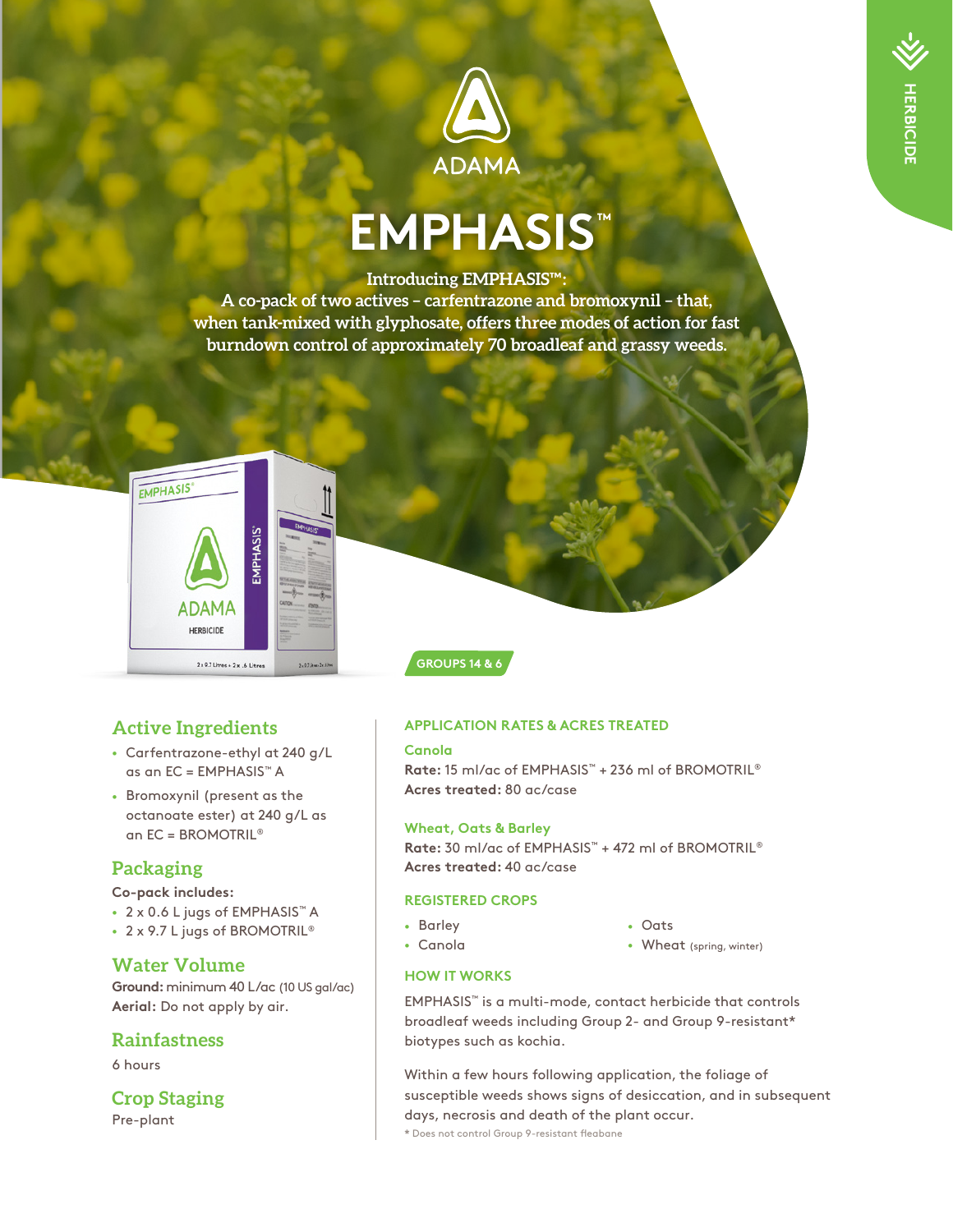HERBICIDE

ADAMA

# EMPHASIS™

**Introducing EMPHASIS™:**
**A co-pack of two actives – carfentrazone and bromoxynil – that, when tank-mixed with glyphosate, offers three modes of action for fast burndown control of approximately 70 broadleaf and grassy weeds.**

GROUPS 14 & 6

## Active Ingredients

- Carfentrazone-ethyl at 240 g/L as an EC = EMPHASIS™ A
- Bromoxynil (present as the octanoate ester) at 240 g/L as an EC = BROMOTRIL®

## Packaging

**Co-pack includes:**

- 2 x 0.6 L jugs of EMPHASIS™ A
- 2 x 9.7 L jugs of BROMOTRIL®

## Water Volume

**Ground:** minimum 40 L/ac (10 US gal/ac)
**Aerial:** Do not apply by air.

## Rainfastness

6 hours

## Crop Staging

Pre-plant

## APPLICATION RATES & ACRES TREATED

### Canola

**Rate:** 15 ml/ac of EMPHASIS™ + 236 ml of BROMOTRIL®
**Acres treated:** 80 ac/case

### Wheat, Oats & Barley

**Rate:** 30 ml/ac of EMPHASIS™ + 472 ml of BROMOTRIL®
**Acres treated:** 40 ac/case

## REGISTERED CROPS

- Barley
- Canola
- Oats
- Wheat (spring, winter)

## HOW IT WORKS

EMPHASIS™ is a multi-mode, contact herbicide that controls broadleaf weeds including Group 2- and Group 9-resistant* biotypes such as kochia.

Within a few hours following application, the foliage of susceptible weeds shows signs of desiccation, and in subsequent days, necrosis and death of the plant occur.

* Does not control Group 9-resistant fleabane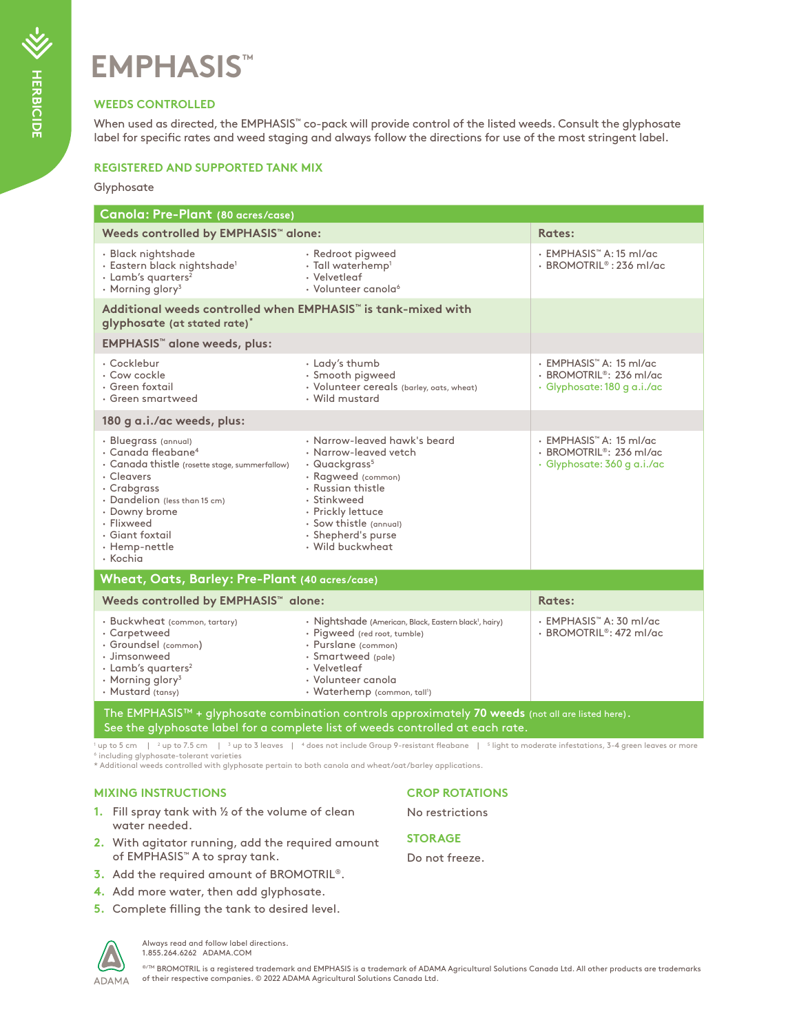# EMPHASIS™

### WEEDS CONTROLLED

When used as directed, the EMPHASIS™ co-pack will provide control of the listed weeds. Consult the glyphosate label for specific rates and weed staging and always follow the directions for use of the most stringent label.

### REGISTERED AND SUPPORTED TANK MIX

Glyphosate

| Canola: Pre-Plant (80 acres/case) | | |
|---|---|---|
| **Weeds controlled by EMPHASIS™ alone:** | | **Rates:** |
| • Black nightshade<br>• Eastern black nightshade[1]<br>• Lamb's quarters[2]<br>• Morning glory[3] | • Redroot pigweed<br>• Tall waterhemp[1]<br>• Velvetleaf<br>• Volunteer canola[6] | • EMPHASIS™ A: 15 ml/ac<br>• BROMOTRIL®: 236 ml/ac |
| **Additional weeds controlled when EMPHASIS™ is tank-mixed with glyphosate (at stated rate)*** | | |
| **EMPHASIS™ alone weeds, plus:** | | |
| • Cocklebur<br>• Cow cockle<br>• Green foxtail<br>• Green smartweed | • Lady's thumb<br>• Smooth pigweed<br>• Volunteer cereals (barley, oats, wheat)<br>• Wild mustard | • EMPHASIS™ A: 15 ml/ac<br>• BROMOTRIL®: 236 ml/ac<br>• Glyphosate: 180 g a.i./ac |
| **180 g a.i./ac weeds, plus:** | | |
| • Bluegrass (annual)<br>• Canada fleabane[4]<br>• Canada thistle (rosette stage, summerfallow)<br>• Cleavers<br>• Crabgrass<br>• Dandelion (less than 15 cm)<br>• Downy brome<br>• Flixweed<br>• Giant foxtail<br>• Hemp-nettle<br>• Kochia | • Narrow-leaved hawk's beard<br>• Narrow-leaved vetch<br>• Quackgrass[5]<br>• Ragweed (common)<br>• Russian thistle<br>• Stinkweed<br>• Prickly lettuce<br>• Sow thistle (annual)<br>• Shepherd's purse<br>• Wild buckwheat | • EMPHASIS™ A: 15 ml/ac<br>• BROMOTRIL®: 236 ml/ac<br>• Glyphosate: 360 g a.i./ac |
| **Wheat, Oats, Barley: Pre-Plant (40 acres/case)** | | |
| **Weeds controlled by EMPHASIS™ alone:** | | **Rates:** |
| • Buckwheat (common, tartary)<br>• Carpetweed<br>• Groundsel (common)<br>• Jimsonweed<br>• Lamb's quarters[2]<br>• Morning glory[3]<br>• Mustard (tansy) | • Nightshade (American, Black, Eastern black[1], hairy)<br>• Pigweed (red root, tumble)<br>• Purslane (common)<br>• Smartweed (pale)<br>• Velvetleaf<br>• Volunteer canola<br>• Waterhemp (common, tall[1]) | • EMPHASIS™ A: 30 ml/ac<br>• BROMOTRIL®: 472 ml/ac |

The EMPHASIS™ + glyphosate combination controls approximately **70 weeds** (not all are listed here). See the glyphosate label for a complete list of weeds controlled at each rate.

[1] up to 5 cm | [2] up to 7.5 cm | [3] up to 3 leaves | [4] does not include Group 9-resistant fleabane | [5] light to moderate infestations, 3-4 green leaves or more
[6] including glyphosate-tolerant varieties
* Additional weeds controlled with glyphosate pertain to both canola and wheat/oat/barley applications.

### MIXING INSTRUCTIONS

1. Fill spray tank with ½ of the volume of clean water needed.
2. With agitator running, add the required amount of EMPHASIS™ A to spray tank.
3. Add the required amount of BROMOTRIL®.
4. Add more water, then add glyphosate.
5. Complete filling the tank to desired level.

### CROP ROTATIONS

No restrictions

### STORAGE

Do not freeze.

Always read and follow label directions.
1.855.264.6262 ADAMA.COM

®/™ BROMOTRIL is a registered trademark and EMPHASIS is a trademark of ADAMA Agricultural Solutions Canada Ltd. All other products are trademarks of their respective companies. © 2022 ADAMA Agricultural Solutions Canada Ltd.